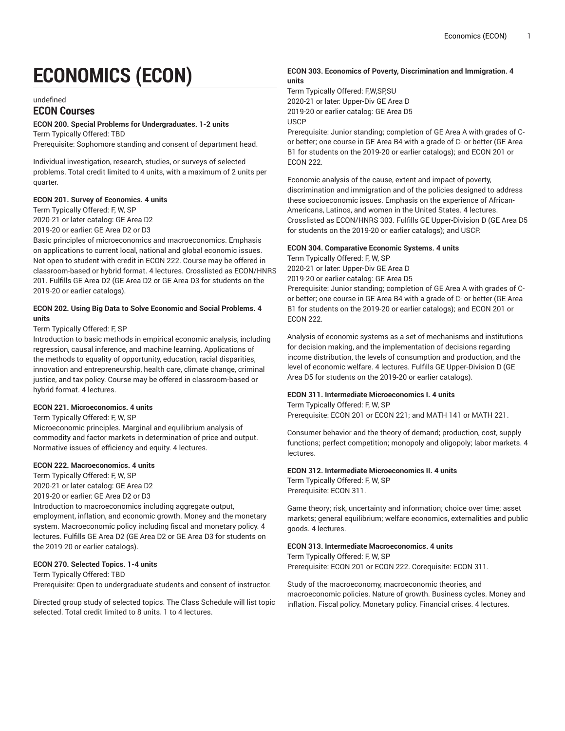# ECONOMICS (ECON)

undefined

## ECON Courses

**ECON 200. Special Problems for Undergraduates. 1-2 units**

Term Typically Offered: TBD
Prerequisite: Sophomore standing and consent of department head.

Individual investigation, research, studies, or surveys of selected problems. Total credit limited to 4 units, with a maximum of 2 units per quarter.

**ECON 201. Survey of Economics. 4 units**

Term Typically Offered: F, W, SP
2020-21 or later catalog: GE Area D2
2019-20 or earlier: GE Area D2 or D3
Basic principles of microeconomics and macroeconomics. Emphasis on applications to current local, national and global economic issues. Not open to student with credit in ECON 222. Course may be offered in classroom-based or hybrid format. 4 lectures. Crosslisted as ECON/HNRS 201. Fulfills GE Area D2 (GE Area D2 or GE Area D3 for students on the 2019-20 or earlier catalogs).

**ECON 202. Using Big Data to Solve Economic and Social Problems. 4 units**

Term Typically Offered: F, SP
Introduction to basic methods in empirical economic analysis, including regression, causal inference, and machine learning. Applications of the methods to equality of opportunity, education, racial disparities, innovation and entrepreneurship, health care, climate change, criminal justice, and tax policy. Course may be offered in classroom-based or hybrid format. 4 lectures.

**ECON 221. Microeconomics. 4 units**

Term Typically Offered: F, W, SP
Microeconomic principles. Marginal and equilibrium analysis of commodity and factor markets in determination of price and output. Normative issues of efficiency and equity. 4 lectures.

**ECON 222. Macroeconomics. 4 units**

Term Typically Offered: F, W, SP
2020-21 or later catalog: GE Area D2
2019-20 or earlier: GE Area D2 or D3
Introduction to macroeconomics including aggregate output, employment, inflation, and economic growth. Money and the monetary system. Macroeconomic policy including fiscal and monetary policy. 4 lectures. Fulfills GE Area D2 (GE Area D2 or GE Area D3 for students on the 2019-20 or earlier catalogs).

**ECON 270. Selected Topics. 1-4 units**

Term Typically Offered: TBD
Prerequisite: Open to undergraduate students and consent of instructor.

Directed group study of selected topics. The Class Schedule will list topic selected. Total credit limited to 8 units. 1 to 4 lectures.

**ECON 303. Economics of Poverty, Discrimination and Immigration. 4 units**

Term Typically Offered: F,W,SP,SU
2020-21 or later: Upper-Div GE Area D
2019-20 or earlier catalog: GE Area D5
USCP
Prerequisite: Junior standing; completion of GE Area A with grades of C- or better; one course in GE Area B4 with a grade of C- or better (GE Area B1 for students on the 2019-20 or earlier catalogs); and ECON 201 or ECON 222.

Economic analysis of the cause, extent and impact of poverty, discrimination and immigration and of the policies designed to address these socioeconomic issues. Emphasis on the experience of African-Americans, Latinos, and women in the United States. 4 lectures. Crosslisted as ECON/HNRS 303. Fulfills GE Upper-Division D (GE Area D5 for students on the 2019-20 or earlier catalogs); and USCP.

**ECON 304. Comparative Economic Systems. 4 units**

Term Typically Offered: F, W, SP
2020-21 or later: Upper-Div GE Area D
2019-20 or earlier catalog: GE Area D5
Prerequisite: Junior standing; completion of GE Area A with grades of C- or better; one course in GE Area B4 with a grade of C- or better (GE Area B1 for students on the 2019-20 or earlier catalogs); and ECON 201 or ECON 222.

Analysis of economic systems as a set of mechanisms and institutions for decision making, and the implementation of decisions regarding income distribution, the levels of consumption and production, and the level of economic welfare. 4 lectures. Fulfills GE Upper-Division D (GE Area D5 for students on the 2019-20 or earlier catalogs).

**ECON 311. Intermediate Microeconomics I. 4 units**

Term Typically Offered: F, W, SP
Prerequisite: ECON 201 or ECON 221; and MATH 141 or MATH 221.

Consumer behavior and the theory of demand; production, cost, supply functions; perfect competition; monopoly and oligopoly; labor markets. 4 lectures.

**ECON 312. Intermediate Microeconomics II. 4 units**

Term Typically Offered: F, W, SP
Prerequisite: ECON 311.

Game theory; risk, uncertainty and information; choice over time; asset markets; general equilibrium; welfare economics, externalities and public goods. 4 lectures.

**ECON 313. Intermediate Macroeconomics. 4 units**

Term Typically Offered: F, W, SP
Prerequisite: ECON 201 or ECON 222. Corequisite: ECON 311.

Study of the macroeconomy, macroeconomic theories, and macroeconomic policies. Nature of growth. Business cycles. Money and inflation. Fiscal policy. Monetary policy. Financial crises. 4 lectures.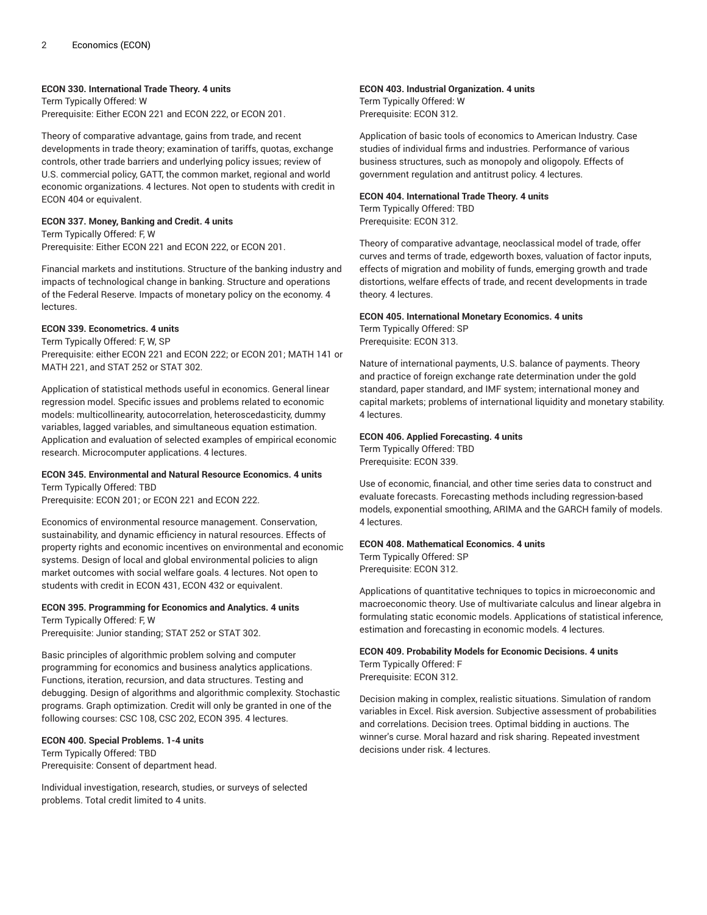**ECON 330. International Trade Theory. 4 units**
Term Typically Offered: W
Prerequisite: Either ECON 221 and ECON 222, or ECON 201.

Theory of comparative advantage, gains from trade, and recent developments in trade theory; examination of tariffs, quotas, exchange controls, other trade barriers and underlying policy issues; review of U.S. commercial policy, GATT, the common market, regional and world economic organizations. 4 lectures. Not open to students with credit in ECON 404 or equivalent.

**ECON 337. Money, Banking and Credit. 4 units**
Term Typically Offered: F, W
Prerequisite: Either ECON 221 and ECON 222, or ECON 201.

Financial markets and institutions. Structure of the banking industry and impacts of technological change in banking. Structure and operations of the Federal Reserve. Impacts of monetary policy on the economy. 4 lectures.

**ECON 339. Econometrics. 4 units**
Term Typically Offered: F, W, SP
Prerequisite: either ECON 221 and ECON 222; or ECON 201; MATH 141 or MATH 221, and STAT 252 or STAT 302.

Application of statistical methods useful in economics. General linear regression model. Specific issues and problems related to economic models: multicollinearity, autocorrelation, heteroscedasticity, dummy variables, lagged variables, and simultaneous equation estimation. Application and evaluation of selected examples of empirical economic research. Microcomputer applications. 4 lectures.

**ECON 345. Environmental and Natural Resource Economics. 4 units**
Term Typically Offered: TBD
Prerequisite: ECON 201; or ECON 221 and ECON 222.

Economics of environmental resource management. Conservation, sustainability, and dynamic efficiency in natural resources. Effects of property rights and economic incentives on environmental and economic systems. Design of local and global environmental policies to align market outcomes with social welfare goals. 4 lectures. Not open to students with credit in ECON 431, ECON 432 or equivalent.

**ECON 395. Programming for Economics and Analytics. 4 units**
Term Typically Offered: F, W
Prerequisite: Junior standing; STAT 252 or STAT 302.

Basic principles of algorithmic problem solving and computer programming for economics and business analytics applications. Functions, iteration, recursion, and data structures. Testing and debugging. Design of algorithms and algorithmic complexity. Stochastic programs. Graph optimization. Credit will only be granted in one of the following courses: CSC 108, CSC 202, ECON 395. 4 lectures.

**ECON 400. Special Problems. 1-4 units**
Term Typically Offered: TBD
Prerequisite: Consent of department head.

Individual investigation, research, studies, or surveys of selected problems. Total credit limited to 4 units.

**ECON 403. Industrial Organization. 4 units**
Term Typically Offered: W
Prerequisite: ECON 312.

Application of basic tools of economics to American Industry. Case studies of individual firms and industries. Performance of various business structures, such as monopoly and oligopoly. Effects of government regulation and antitrust policy. 4 lectures.

**ECON 404. International Trade Theory. 4 units**
Term Typically Offered: TBD
Prerequisite: ECON 312.

Theory of comparative advantage, neoclassical model of trade, offer curves and terms of trade, edgeworth boxes, valuation of factor inputs, effects of migration and mobility of funds, emerging growth and trade distortions, welfare effects of trade, and recent developments in trade theory. 4 lectures.

**ECON 405. International Monetary Economics. 4 units**
Term Typically Offered: SP
Prerequisite: ECON 313.

Nature of international payments, U.S. balance of payments. Theory and practice of foreign exchange rate determination under the gold standard, paper standard, and IMF system; international money and capital markets; problems of international liquidity and monetary stability. 4 lectures.

**ECON 406. Applied Forecasting. 4 units**
Term Typically Offered: TBD
Prerequisite: ECON 339.

Use of economic, financial, and other time series data to construct and evaluate forecasts. Forecasting methods including regression-based models, exponential smoothing, ARIMA and the GARCH family of models. 4 lectures.

**ECON 408. Mathematical Economics. 4 units**
Term Typically Offered: SP
Prerequisite: ECON 312.

Applications of quantitative techniques to topics in microeconomic and macroeconomic theory. Use of multivariate calculus and linear algebra in formulating static economic models. Applications of statistical inference, estimation and forecasting in economic models. 4 lectures.

**ECON 409. Probability Models for Economic Decisions. 4 units**
Term Typically Offered: F
Prerequisite: ECON 312.

Decision making in complex, realistic situations. Simulation of random variables in Excel. Risk aversion. Subjective assessment of probabilities and correlations. Decision trees. Optimal bidding in auctions. The winner's curse. Moral hazard and risk sharing. Repeated investment decisions under risk. 4 lectures.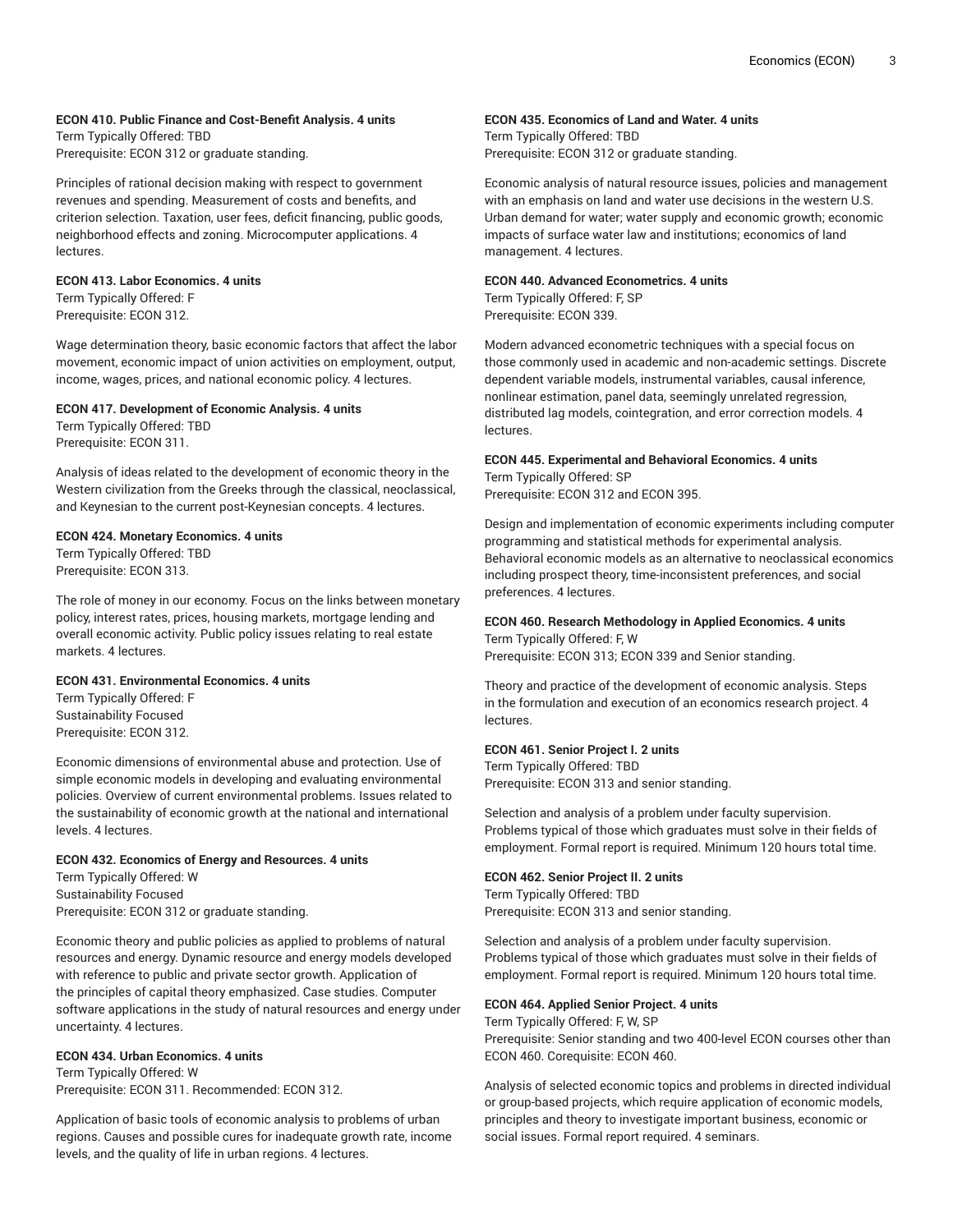**ECON 410. Public Finance and Cost-Benefit Analysis. 4 units**
Term Typically Offered: TBD
Prerequisite: ECON 312 or graduate standing.

Principles of rational decision making with respect to government revenues and spending. Measurement of costs and benefits, and criterion selection. Taxation, user fees, deficit financing, public goods, neighborhood effects and zoning. Microcomputer applications. 4 lectures.

**ECON 413. Labor Economics. 4 units**
Term Typically Offered: F
Prerequisite: ECON 312.

Wage determination theory, basic economic factors that affect the labor movement, economic impact of union activities on employment, output, income, wages, prices, and national economic policy. 4 lectures.

**ECON 417. Development of Economic Analysis. 4 units**
Term Typically Offered: TBD
Prerequisite: ECON 311.

Analysis of ideas related to the development of economic theory in the Western civilization from the Greeks through the classical, neoclassical, and Keynesian to the current post-Keynesian concepts. 4 lectures.

**ECON 424. Monetary Economics. 4 units**
Term Typically Offered: TBD
Prerequisite: ECON 313.

The role of money in our economy. Focus on the links between monetary policy, interest rates, prices, housing markets, mortgage lending and overall economic activity. Public policy issues relating to real estate markets. 4 lectures.

**ECON 431. Environmental Economics. 4 units**
Term Typically Offered: F
Sustainability Focused
Prerequisite: ECON 312.

Economic dimensions of environmental abuse and protection. Use of simple economic models in developing and evaluating environmental policies. Overview of current environmental problems. Issues related to the sustainability of economic growth at the national and international levels. 4 lectures.

**ECON 432. Economics of Energy and Resources. 4 units**
Term Typically Offered: W
Sustainability Focused
Prerequisite: ECON 312 or graduate standing.

Economic theory and public policies as applied to problems of natural resources and energy. Dynamic resource and energy models developed with reference to public and private sector growth. Application of the principles of capital theory emphasized. Case studies. Computer software applications in the study of natural resources and energy under uncertainty. 4 lectures.

**ECON 434. Urban Economics. 4 units**
Term Typically Offered: W
Prerequisite: ECON 311. Recommended: ECON 312.

Application of basic tools of economic analysis to problems of urban regions. Causes and possible cures for inadequate growth rate, income levels, and the quality of life in urban regions. 4 lectures.

**ECON 435. Economics of Land and Water. 4 units**
Term Typically Offered: TBD
Prerequisite: ECON 312 or graduate standing.

Economic analysis of natural resource issues, policies and management with an emphasis on land and water use decisions in the western U.S. Urban demand for water; water supply and economic growth; economic impacts of surface water law and institutions; economics of land management. 4 lectures.

**ECON 440. Advanced Econometrics. 4 units**
Term Typically Offered: F, SP
Prerequisite: ECON 339.

Modern advanced econometric techniques with a special focus on those commonly used in academic and non-academic settings. Discrete dependent variable models, instrumental variables, causal inference, nonlinear estimation, panel data, seemingly unrelated regression, distributed lag models, cointegration, and error correction models. 4 lectures.

**ECON 445. Experimental and Behavioral Economics. 4 units**
Term Typically Offered: SP
Prerequisite: ECON 312 and ECON 395.

Design and implementation of economic experiments including computer programming and statistical methods for experimental analysis. Behavioral economic models as an alternative to neoclassical economics including prospect theory, time-inconsistent preferences, and social preferences. 4 lectures.

**ECON 460. Research Methodology in Applied Economics. 4 units**
Term Typically Offered: F, W
Prerequisite: ECON 313; ECON 339 and Senior standing.

Theory and practice of the development of economic analysis. Steps in the formulation and execution of an economics research project. 4 lectures.

**ECON 461. Senior Project I. 2 units**
Term Typically Offered: TBD
Prerequisite: ECON 313 and senior standing.

Selection and analysis of a problem under faculty supervision. Problems typical of those which graduates must solve in their fields of employment. Formal report is required. Minimum 120 hours total time.

**ECON 462. Senior Project II. 2 units**
Term Typically Offered: TBD
Prerequisite: ECON 313 and senior standing.

Selection and analysis of a problem under faculty supervision. Problems typical of those which graduates must solve in their fields of employment. Formal report is required. Minimum 120 hours total time.

**ECON 464. Applied Senior Project. 4 units**
Term Typically Offered: F, W, SP
Prerequisite: Senior standing and two 400-level ECON courses other than ECON 460. Corequisite: ECON 460.

Analysis of selected economic topics and problems in directed individual or group-based projects, which require application of economic models, principles and theory to investigate important business, economic or social issues. Formal report required. 4 seminars.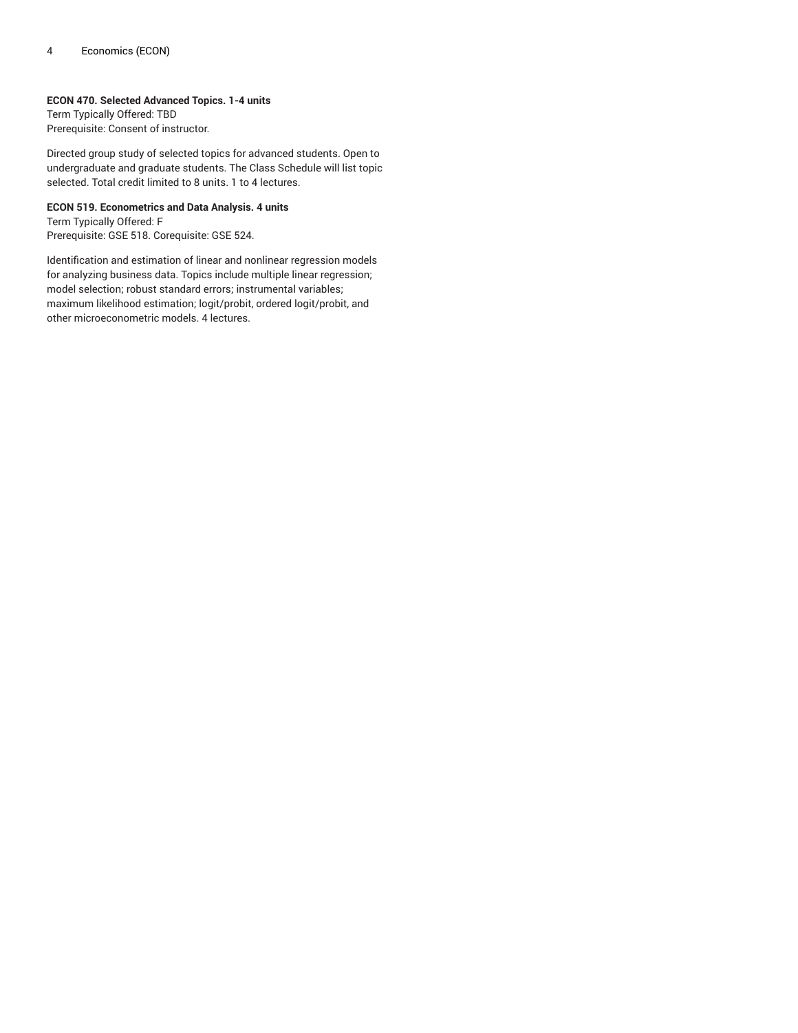**ECON 470. Selected Advanced Topics. 1-4 units**
Term Typically Offered: TBD
Prerequisite: Consent of instructor.

Directed group study of selected topics for advanced students. Open to undergraduate and graduate students. The Class Schedule will list topic selected. Total credit limited to 8 units. 1 to 4 lectures.

**ECON 519. Econometrics and Data Analysis. 4 units**
Term Typically Offered: F
Prerequisite: GSE 518. Corequisite: GSE 524.

Identification and estimation of linear and nonlinear regression models for analyzing business data. Topics include multiple linear regression; model selection; robust standard errors; instrumental variables; maximum likelihood estimation; logit/probit, ordered logit/probit, and other microeconometric models. 4 lectures.